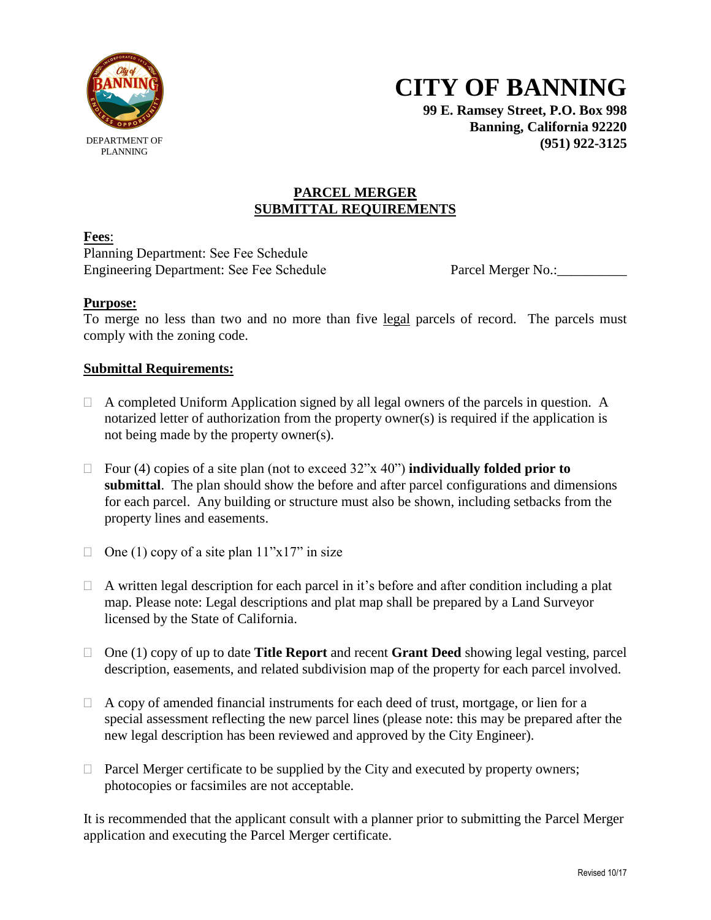DEPARTMENT OF PLANNING

# CITY OF BANNING

**99 E. Ramsey Street, P.O. Box 998**
**Banning, California 92220**
**(951) 922-3125**

## PARCEL MERGER SUBMITTAL REQUIREMENTS

**Fees**:
Planning Department: See Fee Schedule
Engineering Department: See Fee Schedule

Parcel Merger No.:__________

**Purpose:**
To merge no less than two and no more than five legal parcels of record. The parcels must comply with the zoning code.

**Submittal Requirements:**

- ☐ A completed Uniform Application signed by all legal owners of the parcels in question. A notarized letter of authorization from the property owner(s) is required if the application is not being made by the property owner(s).

- ☐ Four (4) copies of a site plan (not to exceed 32"x 40") **individually folded prior to submittal**. The plan should show the before and after parcel configurations and dimensions for each parcel. Any building or structure must also be shown, including setbacks from the property lines and easements.

- ☐ One (1) copy of a site plan 11"x17" in size

- ☐ A written legal description for each parcel in it's before and after condition including a plat map. Please note: Legal descriptions and plat map shall be prepared by a Land Surveyor licensed by the State of California.

- ☐ One (1) copy of up to date **Title Report** and recent **Grant Deed** showing legal vesting, parcel description, easements, and related subdivision map of the property for each parcel involved.

- ☐ A copy of amended financial instruments for each deed of trust, mortgage, or lien for a special assessment reflecting the new parcel lines (please note: this may be prepared after the new legal description has been reviewed and approved by the City Engineer).

- ☐ Parcel Merger certificate to be supplied by the City and executed by property owners; photocopies or facsimiles are not acceptable.

It is recommended that the applicant consult with a planner prior to submitting the Parcel Merger application and executing the Parcel Merger certificate.

Revised 10/17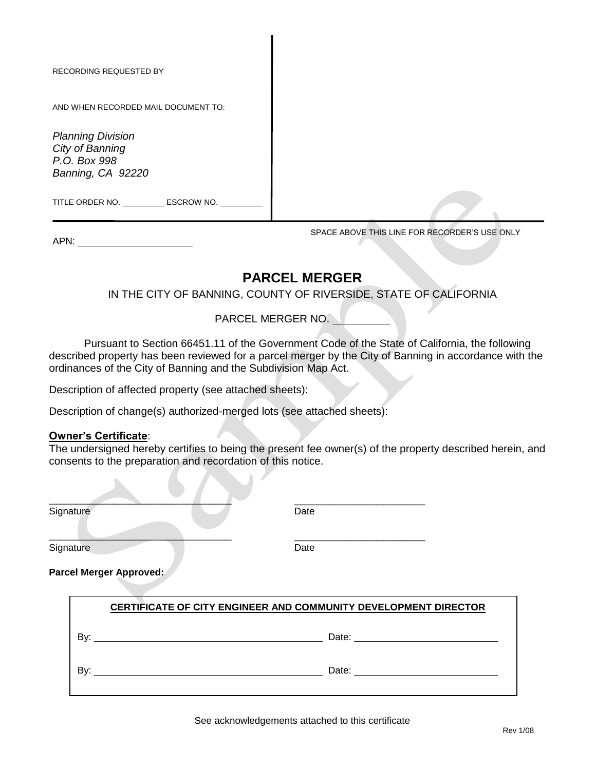RECORDING REQUESTED BY

AND WHEN RECORDED MAIL DOCUMENT TO:

*Planning Division*
*City of Banning*
*P.O. Box 998*
*Banning, CA 92220*

TITLE ORDER NO. __________ ESCROW NO. __________

SPACE ABOVE THIS LINE FOR RECORDER'S USE ONLY

APN: ______________________

# PARCEL MERGER

IN THE CITY OF BANNING, COUNTY OF RIVERSIDE, STATE OF CALIFORNIA

PARCEL MERGER NO. __________

Pursuant to Section 66451.11 of the Government Code of the State of California, the following described property has been reviewed for a parcel merger by the City of Banning in accordance with the ordinances of the City of Banning and the Subdivision Map Act.

Description of affected property (see attached sheets):

Description of change(s) authorized-merged lots (see attached sheets):

**Owner's Certificate**:
The undersigned hereby certifies to being the present fee owner(s) of the property described herein, and consents to the preparation and recordation of this notice.

________________________________ ________________________
Signature Date

________________________________ ________________________
Signature Date

**Parcel Merger Approved:**

**CERTIFICATE OF CITY ENGINEER AND COMMUNITY DEVELOPMENT DIRECTOR**

By: ____________________________________________ Date: ____________________________

By: ____________________________________________ Date: ____________________________

See acknowledgements attached to this certificate

Rev 1/08